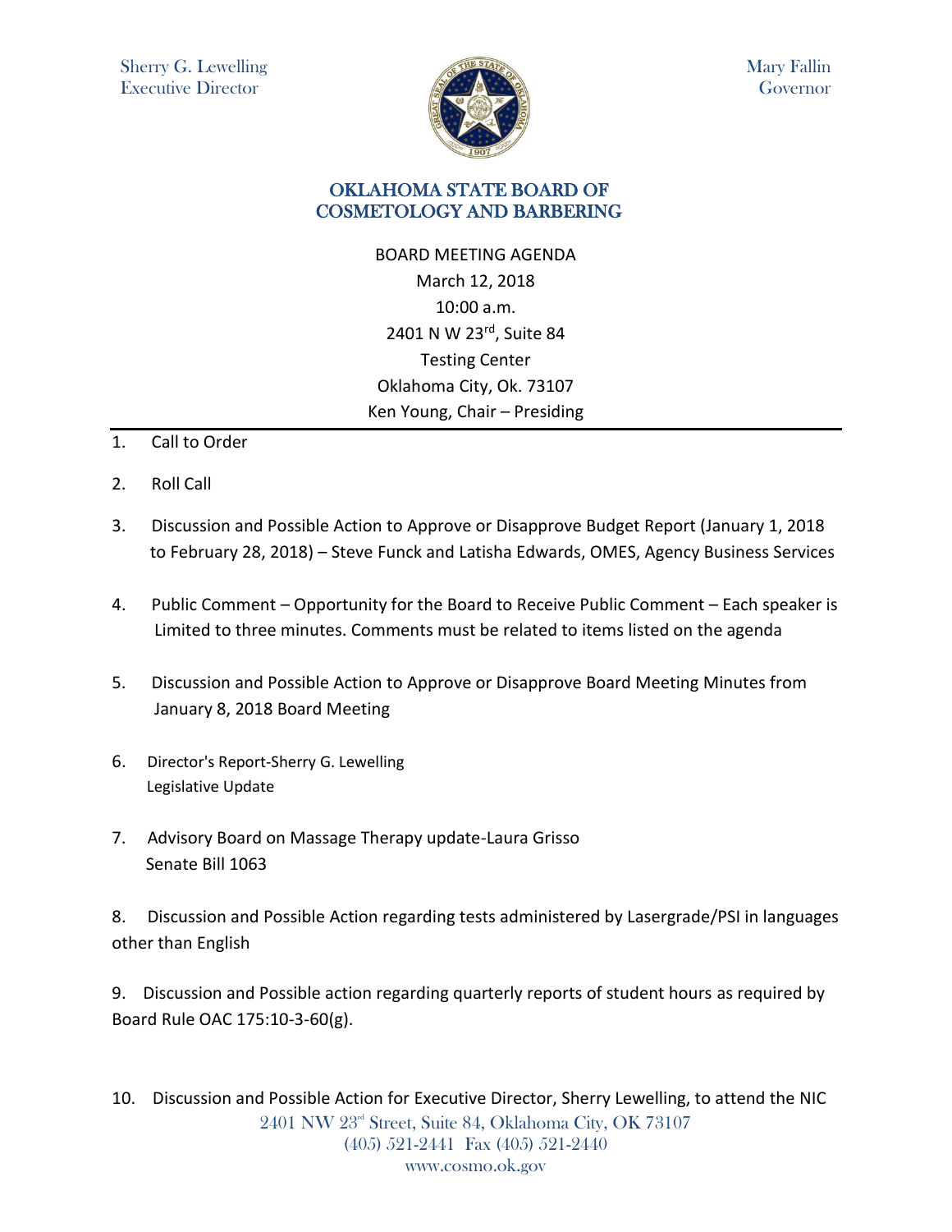Sherry G. Lewelling
Executive Director

Mary Fallin
Governor

# OKLAHOMA STATE BOARD OF COSMETOLOGY AND BARBERING

BOARD MEETING AGENDA
March 12, 2018
10:00 a.m.
2401 N W 23rd, Suite 84
Testing Center
Oklahoma City, Ok. 73107
Ken Young, Chair – Presiding

---

1. Call to Order

2. Roll Call

3. Discussion and Possible Action to Approve or Disapprove Budget Report (January 1, 2018 to February 28, 2018) – Steve Funck and Latisha Edwards, OMES, Agency Business Services

4. Public Comment – Opportunity for the Board to Receive Public Comment – Each speaker is Limited to three minutes. Comments must be related to items listed on the agenda

5. Discussion and Possible Action to Approve or Disapprove Board Meeting Minutes from January 8, 2018 Board Meeting

6. Director's Report-Sherry G. Lewelling
   Legislative Update

7. Advisory Board on Massage Therapy update-Laura Grisso
   Senate Bill 1063

8. Discussion and Possible Action regarding tests administered by Lasergrade/PSI in languages other than English

9. Discussion and Possible action regarding quarterly reports of student hours as required by Board Rule OAC 175:10-3-60(g).

10. Discussion and Possible Action for Executive Director, Sherry Lewelling, to attend the NIC

2401 NW 23rd Street, Suite 84, Oklahoma City, OK 73107
(405) 521-2441 Fax (405) 521-2440
www.cosmo.ok.gov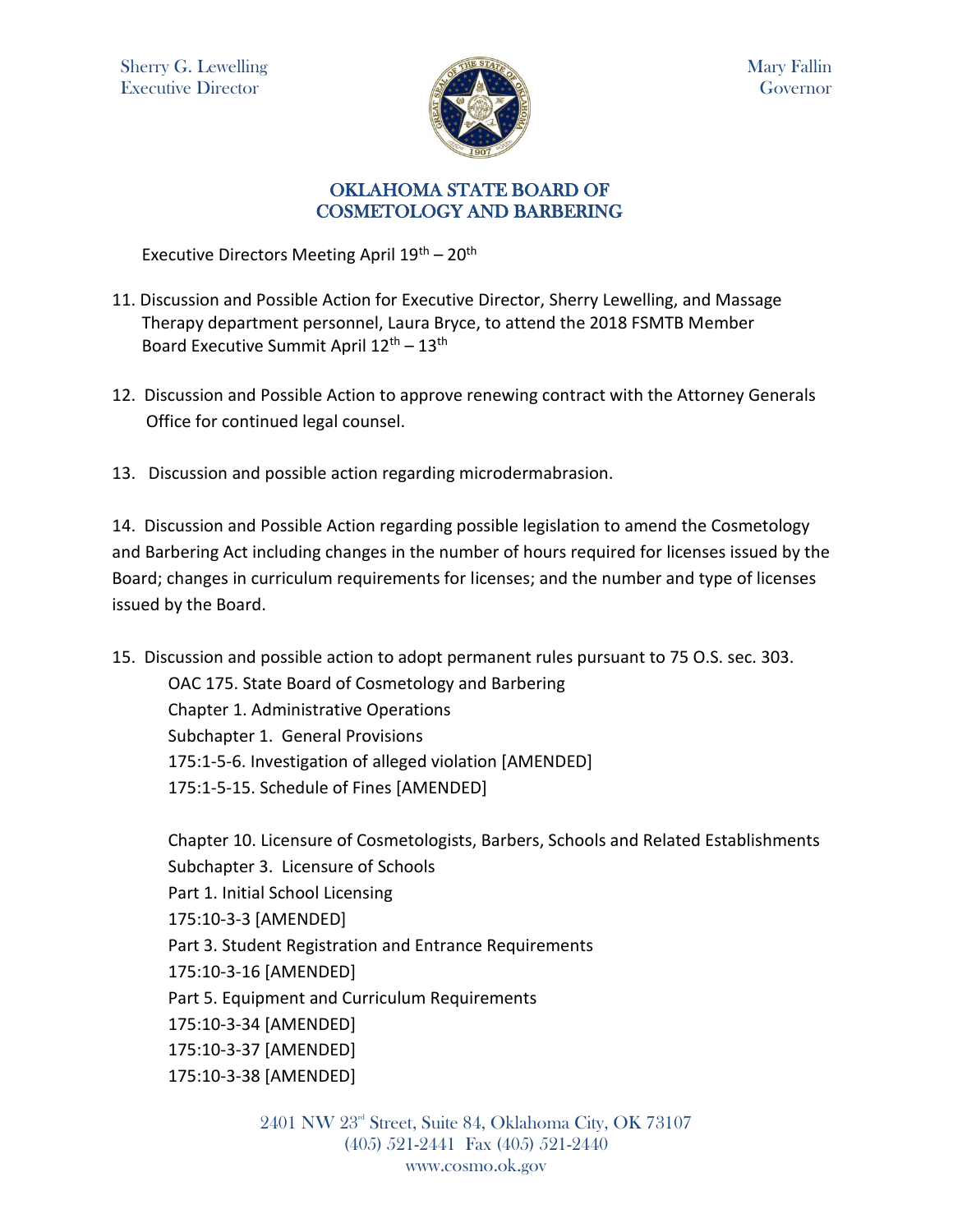Sherry G. Lewelling
Executive Director

Mary Fallin
Governor

# OKLAHOMA STATE BOARD OF COSMETOLOGY AND BARBERING

Executive Directors Meeting April 19th – 20th

11. Discussion and Possible Action for Executive Director, Sherry Lewelling, and Massage Therapy department personnel, Laura Bryce, to attend the 2018 FSMTB Member Board Executive Summit April 12th – 13th

12. Discussion and Possible Action to approve renewing contract with the Attorney Generals Office for continued legal counsel.

13. Discussion and possible action regarding microdermabrasion.

14. Discussion and Possible Action regarding possible legislation to amend the Cosmetology and Barbering Act including changes in the number of hours required for licenses issued by the Board; changes in curriculum requirements for licenses; and the number and type of licenses issued by the Board.

15. Discussion and possible action to adopt permanent rules pursuant to 75 O.S. sec. 303.
    OAC 175. State Board of Cosmetology and Barbering
    Chapter 1. Administrative Operations
    Subchapter 1. General Provisions
    175:1-5-6. Investigation of alleged violation [AMENDED]
    175:1-5-15. Schedule of Fines [AMENDED]

    Chapter 10. Licensure of Cosmetologists, Barbers, Schools and Related Establishments
    Subchapter 3. Licensure of Schools
    Part 1. Initial School Licensing
    175:10-3-3 [AMENDED]
    Part 3. Student Registration and Entrance Requirements
    175:10-3-16 [AMENDED]
    Part 5. Equipment and Curriculum Requirements
    175:10-3-34 [AMENDED]
    175:10-3-37 [AMENDED]
    175:10-3-38 [AMENDED]

2401 NW 23rd Street, Suite 84, Oklahoma City, OK 73107
(405) 521-2441 Fax (405) 521-2440
www.cosmo.ok.gov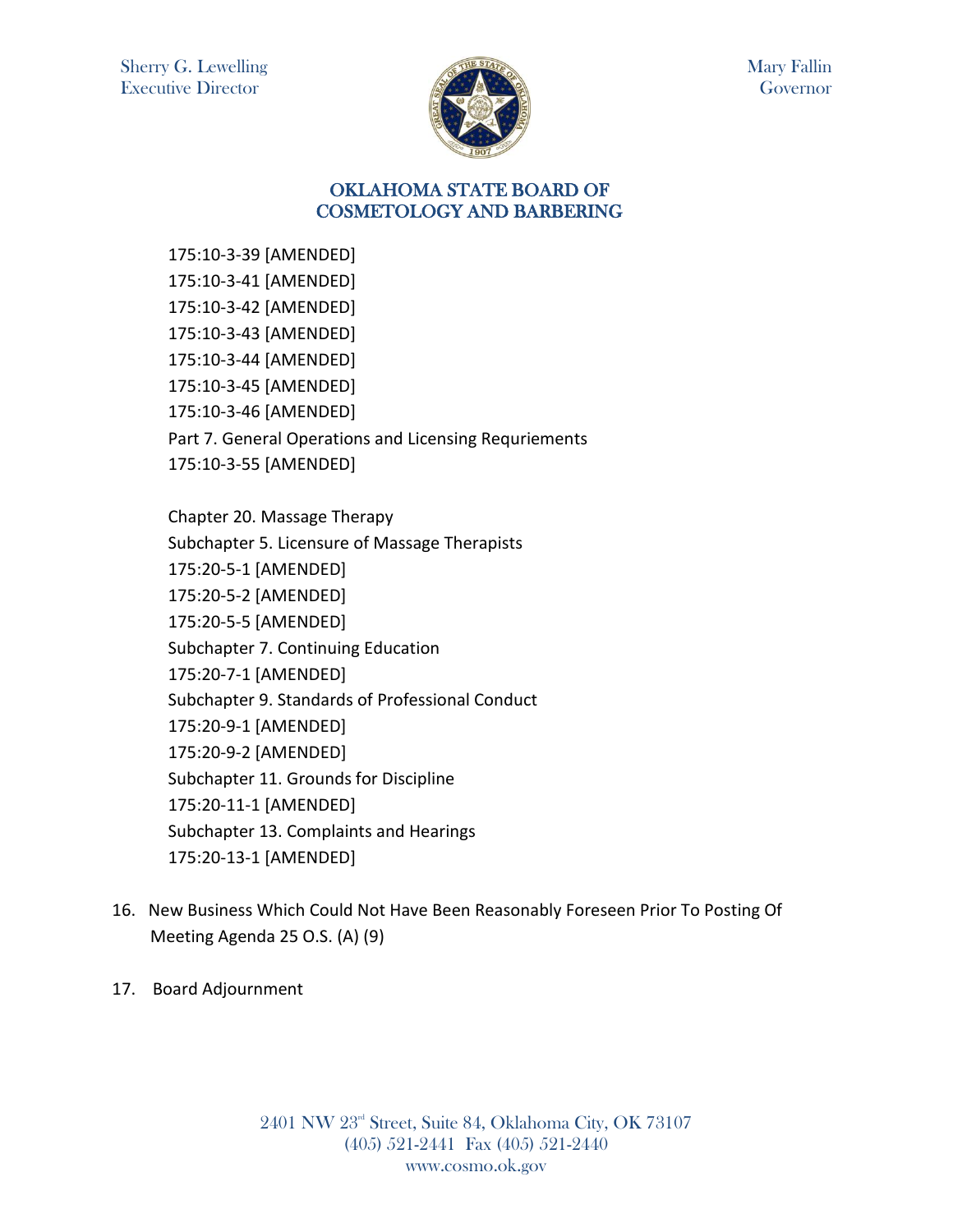175:10-3-39 [AMENDED]

175:10-3-41 [AMENDED]

175:10-3-42 [AMENDED]

175:10-3-43 [AMENDED]

175:10-3-44 [AMENDED]

175:10-3-45 [AMENDED]

175:10-3-46 [AMENDED]

Part 7. General Operations and Licensing Requriements

175:10-3-55 [AMENDED]

Chapter 20. Massage Therapy

Subchapter 5. Licensure of Massage Therapists

175:20-5-1 [AMENDED]

175:20-5-2 [AMENDED]

175:20-5-5 [AMENDED]

Subchapter 7. Continuing Education

175:20-7-1 [AMENDED]

Subchapter 9. Standards of Professional Conduct

175:20-9-1 [AMENDED]

175:20-9-2 [AMENDED]

Subchapter 11. Grounds for Discipline

175:20-11-1 [AMENDED]

Subchapter 13. Complaints and Hearings

175:20-13-1 [AMENDED]

16. New Business Which Could Not Have Been Reasonably Foreseen Prior To Posting Of Meeting Agenda 25 O.S. (A) (9)

17. Board Adjournment